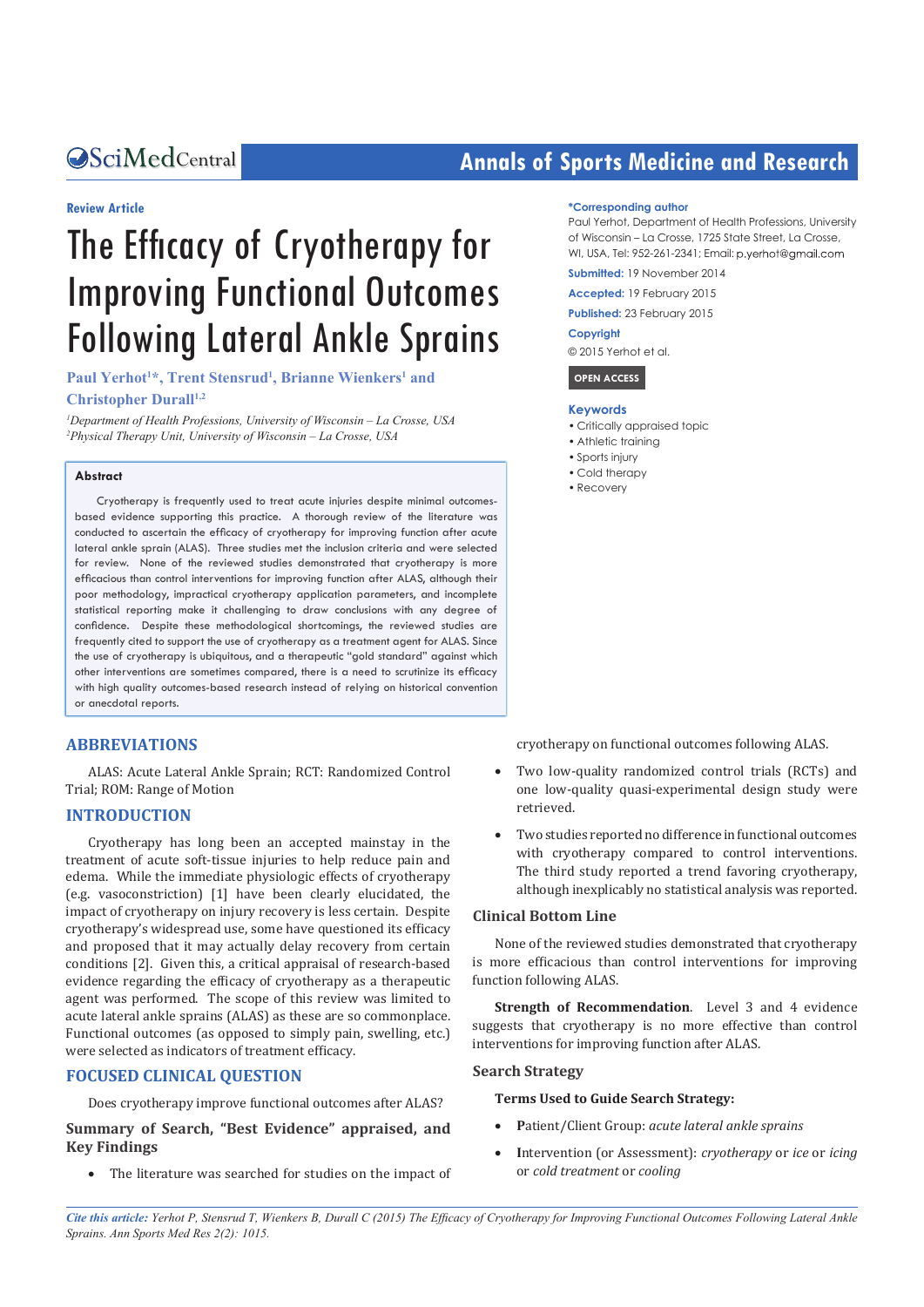Review Article

# The Efficacy of Cryotherapy for Improving Functional Outcomes Following Lateral Ankle Sprains

**Paul Yerhot[1]\*, Trent Stensrud[1], Brianne Wienkers[1] and Christopher Durall[1,2]**

[1]*Department of Health Professions, University of Wisconsin – La Crosse, USA*
[2]*Physical Therapy Unit, University of Wisconsin – La Crosse, USA*

**\*Corresponding author**

Paul Yerhot, Department of Health Professions, University of Wisconsin – La Crosse, 1725 State Street, La Crosse, WI, USA, Tel: 952-261-2341; Email: p.yerhot@gmail.com

**Submitted:** 19 November 2014

**Accepted:** 19 February 2015

**Published:** 23 February 2015

**Copyright**

© 2015 Yerhot et al.

**OPEN ACCESS**

**Keywords**

- Critically appraised topic
- Athletic training
- Sports injury
- Cold therapy
- Recovery

## Abstract

Cryotherapy is frequently used to treat acute injuries despite minimal outcomes-based evidence supporting this practice. A thorough review of the literature was conducted to ascertain the efficacy of cryotherapy for improving function after acute lateral ankle sprain (ALAS). Three studies met the inclusion criteria and were selected for review. None of the reviewed studies demonstrated that cryotherapy is more efficacious than control interventions for improving function after ALAS, although their poor methodology, impractical cryotherapy application parameters, and incomplete statistical reporting make it challenging to draw conclusions with any degree of confidence. Despite these methodological shortcomings, the reviewed studies are frequently cited to support the use of cryotherapy as a treatment agent for ALAS. Since the use of cryotherapy is ubiquitous, and a therapeutic "gold standard" against which other interventions are sometimes compared, there is a need to scrutinize its efficacy with high quality outcomes-based research instead of relying on historical convention or anecdotal reports.

## ABBREVIATIONS

ALAS: Acute Lateral Ankle Sprain; RCT: Randomized Control Trial; ROM: Range of Motion

## INTRODUCTION

Cryotherapy has long been an accepted mainstay in the treatment of acute soft-tissue injuries to help reduce pain and edema. While the immediate physiologic effects of cryotherapy (e.g. vasoconstriction) [1] have been clearly elucidated, the impact of cryotherapy on injury recovery is less certain. Despite cryotherapy's widespread use, some have questioned its efficacy and proposed that it may actually delay recovery from certain conditions [2]. Given this, a critical appraisal of research-based evidence regarding the efficacy of cryotherapy as a therapeutic agent was performed. The scope of this review was limited to acute lateral ankle sprains (ALAS) as these are so commonplace. Functional outcomes (as opposed to simply pain, swelling, etc.) were selected as indicators of treatment efficacy.

## FOCUSED CLINICAL QUESTION

Does cryotherapy improve functional outcomes after ALAS?

### Summary of Search, "Best Evidence" appraised, and Key Findings

- The literature was searched for studies on the impact of cryotherapy on functional outcomes following ALAS.
- Two low-quality randomized control trials (RCTs) and one low-quality quasi-experimental design study were retrieved.
- Two studies reported no difference in functional outcomes with cryotherapy compared to control interventions. The third study reported a trend favoring cryotherapy, although inexplicably no statistical analysis was reported.

### Clinical Bottom Line

None of the reviewed studies demonstrated that cryotherapy is more efficacious than control interventions for improving function following ALAS.

**Strength of Recommendation**. Level 3 and 4 evidence suggests that cryotherapy is no more effective than control interventions for improving function after ALAS.

### Search Strategy

**Terms Used to Guide Search Strategy:**

- **P**atient/Client Group: *acute lateral ankle sprains*
- **I**ntervention (or Assessment): *cryotherapy* or *ice* or *icing* or *cold treatment* or *cooling*

*Cite this article:* Yerhot P, Stensrud T, Wienkers B, Durall C (2015) The Efficacy of Cryotherapy for Improving Functional Outcomes Following Lateral Ankle Sprains. Ann Sports Med Res 2(2): 1015.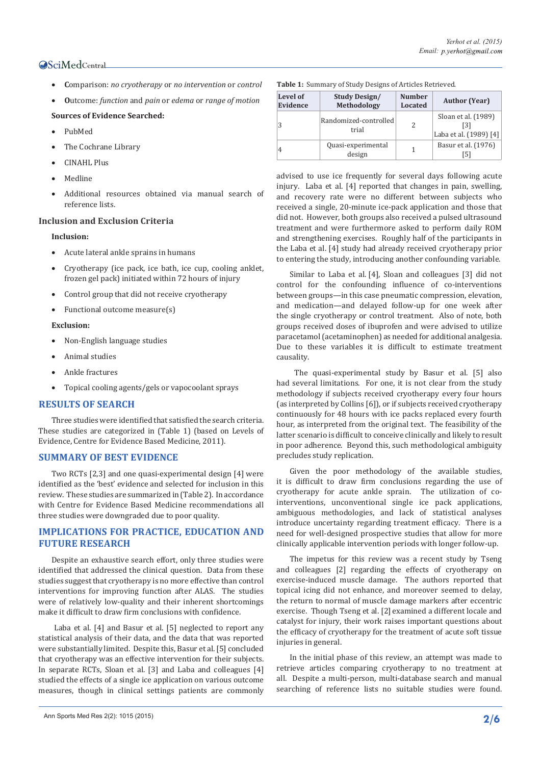- **C**omparison: *no cryotherapy* or *no intervention* or *control*
- **O**utcome: *function* and *pain* or *edema* or *range of motion*

**Sources of Evidence Searched:**

- PubMed
- The Cochrane Library
- CINAHL Plus
- Medline
- Additional resources obtained via manual search of reference lists.

### Inclusion and Exclusion Criteria

**Inclusion:**

- Acute lateral ankle sprains in humans
- Cryotherapy (ice pack, ice bath, ice cup, cooling anklet, frozen gel pack) initiated within 72 hours of injury
- Control group that did not receive cryotherapy
- Functional outcome measure(s)

**Exclusion:**

- Non-English language studies
- Animal studies
- Ankle fractures
- Topical cooling agents/gels or vapocoolant sprays

## RESULTS OF SEARCH

Three studies were identified that satisfied the search criteria. These studies are categorized in (Table 1) (based on Levels of Evidence, Centre for Evidence Based Medicine, 2011).

## SUMMARY OF BEST EVIDENCE

Two RCTs [2,3] and one quasi-experimental design [4] were identified as the 'best' evidence and selected for inclusion in this review. These studies are summarized in (Table 2). In accordance with Centre for Evidence Based Medicine recommendations all three studies were downgraded due to poor quality.

## IMPLICATIONS FOR PRACTICE, EDUCATION AND FUTURE RESEARCH

Despite an exhaustive search effort, only three studies were identified that addressed the clinical question. Data from these studies suggest that cryotherapy is no more effective than control interventions for improving function after ALAS. The studies were of relatively low-quality and their inherent shortcomings make it difficult to draw firm conclusions with confidence.

Laba et al. [4] and Basur et al. [5] neglected to report any statistical analysis of their data, and the data that was reported were substantially limited. Despite this, Basur et al. [5] concluded that cryotherapy was an effective intervention for their subjects. In separate RCTs, Sloan et al. [3] and Laba and colleagues [4] studied the effects of a single ice application on various outcome measures, though in clinical settings patients are commonly advised to use ice frequently for several days following acute injury. Laba et al. [4] reported that changes in pain, swelling, and recovery rate were no different between subjects who received a single, 20-minute ice-pack application and those that did not. However, both groups also received a pulsed ultrasound treatment and were furthermore asked to perform daily ROM and strengthening exercises. Roughly half of the participants in the Laba et al. [4] study had already received cryotherapy prior to entering the study, introducing another confounding variable.

**Table 1:** Summary of Study Designs of Articles Retrieved.

| Level of Evidence | Study Design/ Methodology | Number Located | Author (Year) |
|---|---|---|---|
| 3 | Randomized-controlled trial | 2 | Sloan et al. (1989) [3]<br>Laba et al. (1989) [4] |
| 4 | Quasi-experimental design | 1 | Basur et al. (1976) [5] |

Similar to Laba et al. [4], Sloan and colleagues [3] did not control for the confounding influence of co-interventions between groups—in this case pneumatic compression, elevation, and medication—and delayed follow-up for one week after the single cryotherapy or control treatment. Also of note, both groups received doses of ibuprofen and were advised to utilize paracetamol (acetaminophen) as needed for additional analgesia. Due to these variables it is difficult to estimate treatment causality.

The quasi-experimental study by Basur et al. [5] also had several limitations. For one, it is not clear from the study methodology if subjects received cryotherapy every four hours (as interpreted by Collins [6]), or if subjects received cryotherapy continuously for 48 hours with ice packs replaced every fourth hour, as interpreted from the original text. The feasibility of the latter scenario is difficult to conceive clinically and likely to result in poor adherence. Beyond this, such methodological ambiguity precludes study replication.

Given the poor methodology of the available studies, it is difficult to draw firm conclusions regarding the use of cryotherapy for acute ankle sprain. The utilization of co-interventions, unconventional single ice pack applications, ambiguous methodologies, and lack of statistical analyses introduce uncertainty regarding treatment efficacy. There is a need for well-designed prospective studies that allow for more clinically applicable intervention periods with longer follow-up.

The impetus for this review was a recent study by Tseng and colleagues [2] regarding the effects of cryotherapy on exercise-induced muscle damage. The authors reported that topical icing did not enhance, and moreover seemed to delay, the return to normal of muscle damage markers after eccentric exercise. Though Tseng et al. [2] examined a different locale and catalyst for injury, their work raises important questions about the efficacy of cryotherapy for the treatment of acute soft tissue injuries in general.

In the initial phase of this review, an attempt was made to retrieve articles comparing cryotherapy to no treatment at all. Despite a multi-person, multi-database search and manual searching of reference lists no suitable studies were found.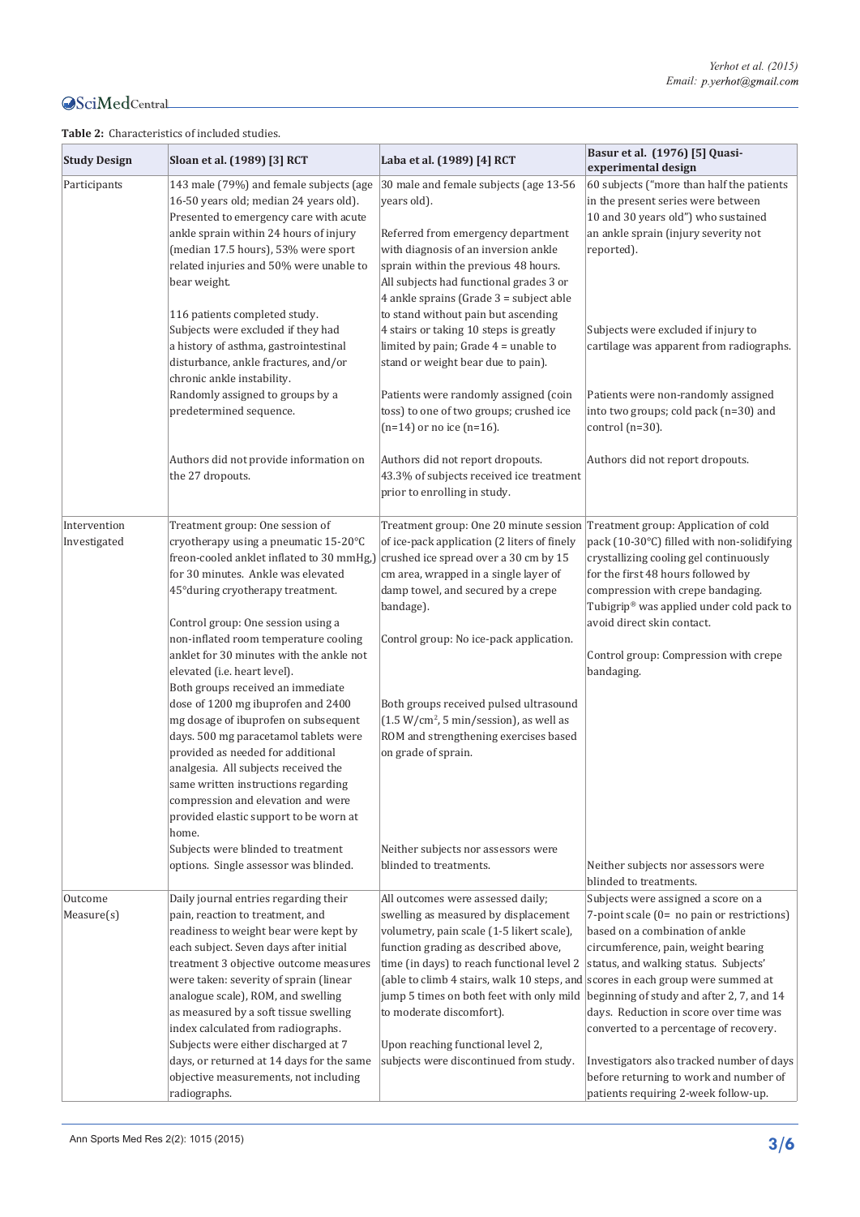**Table 2:** Characteristics of included studies.

| Study Design | Sloan et al. (1989) [3] RCT | Laba et al. (1989) [4] RCT | Basur et al. (1976) [5] Quasi-experimental design |
|---|---|---|---|
| Participants | 143 male (79%) and female subjects (age 16-50 years old; median 24 years old). Presented to emergency care with acute ankle sprain within 24 hours of injury (median 17.5 hours), 53% were sport related injuries and 50% were unable to bear weight.<br><br>116 patients completed study. Subjects were excluded if they had a history of asthma, gastrointestinal disturbance, ankle fractures, and/or chronic ankle instability.<br>Randomly assigned to groups by a predetermined sequence.<br><br>Authors did not provide information on the 27 dropouts. | 30 male and female subjects (age 13-56 years old).<br><br>Referred from emergency department with diagnosis of an inversion ankle sprain within the previous 48 hours. All subjects had functional grades 3 or 4 ankle sprains (Grade 3 = subject able to stand without pain but ascending 4 stairs or taking 10 steps is greatly limited by pain; Grade 4 = unable to stand or weight bear due to pain).<br><br>Patients were randomly assigned (coin toss) to one of two groups; crushed ice (n=14) or no ice (n=16).<br><br>Authors did not report dropouts. 43.3% of subjects received ice treatment prior to enrolling in study. | 60 subjects ("more than half the patients in the present series were between 10 and 30 years old") who sustained an ankle sprain (injury severity not reported).<br><br>Subjects were excluded if injury to cartilage was apparent from radiographs.<br><br>Patients were non-randomly assigned into two groups; cold pack (n=30) and control (n=30).<br><br>Authors did not report dropouts. |
| Intervention Investigated | Treatment group: One session of cryotherapy using a pneumatic 15-20°C freon-cooled anklet inflated to 30 mmHg,) for 30 minutes. Ankle was elevated 45°during cryotherapy treatment.<br><br>Control group: One session using a non-inflated room temperature cooling anklet for 30 minutes with the ankle not elevated (i.e. heart level).<br>Both groups received an immediate dose of 1200 mg ibuprofen and 2400 mg dosage of ibuprofen on subsequent days. 500 mg paracetamol tablets were provided as needed for additional analgesia. All subjects received the same written instructions regarding compression and elevation and were provided elastic support to be worn at home.<br>Subjects were blinded to treatment options. Single assessor was blinded. | Treatment group: One 20 minute session of ice-pack application (2 liters of finely crushed ice spread over a 30 cm by 15 cm area, wrapped in a single layer of damp towel, and secured by a crepe bandage).<br><br>Control group: No ice-pack application.<br><br>Both groups received pulsed ultrasound (1.5 W/cm², 5 min/session), as well as ROM and strengthening exercises based on grade of sprain.<br><br>Neither subjects nor assessors were blinded to treatments. | Treatment group: Application of cold pack (10-30°C) filled with non-solidifying crystallizing cooling gel continuously for the first 48 hours followed by compression with crepe bandaging. Tubigrip® was applied under cold pack to avoid direct skin contact.<br><br>Control group: Compression with crepe bandaging.<br><br>Neither subjects nor assessors were blinded to treatments. |
| Outcome Measure(s) | Daily journal entries regarding their pain, reaction to treatment, and readiness to weight bear were kept by each subject. Seven days after initial treatment 3 objective outcome measures were taken: severity of sprain (linear analogue scale), ROM, and swelling as measured by a soft tissue swelling index calculated from radiographs.<br>Subjects were either discharged at 7 days, or returned at 14 days for the same objective measurements, not including radiographs. | All outcomes were assessed daily; swelling as measured by displacement volumetry, pain scale (1-5 likert scale), function grading as described above, time (in days) to reach functional level 2 (able to climb 4 stairs, walk 10 steps, and jump 5 times on both feet with only mild to moderate discomfort).<br><br>Upon reaching functional level 2, subjects were discontinued from study. | Subjects were assigned a score on a 7-point scale (0= no pain or restrictions) based on a combination of ankle circumference, pain, weight bearing status, and walking status. Subjects' scores in each group were summed at beginning of study and after 2, 7, and 14 days. Reduction in score over time was converted to a percentage of recovery.<br><br>Investigators also tracked number of days before returning to work and number of patients requiring 2-week follow-up. |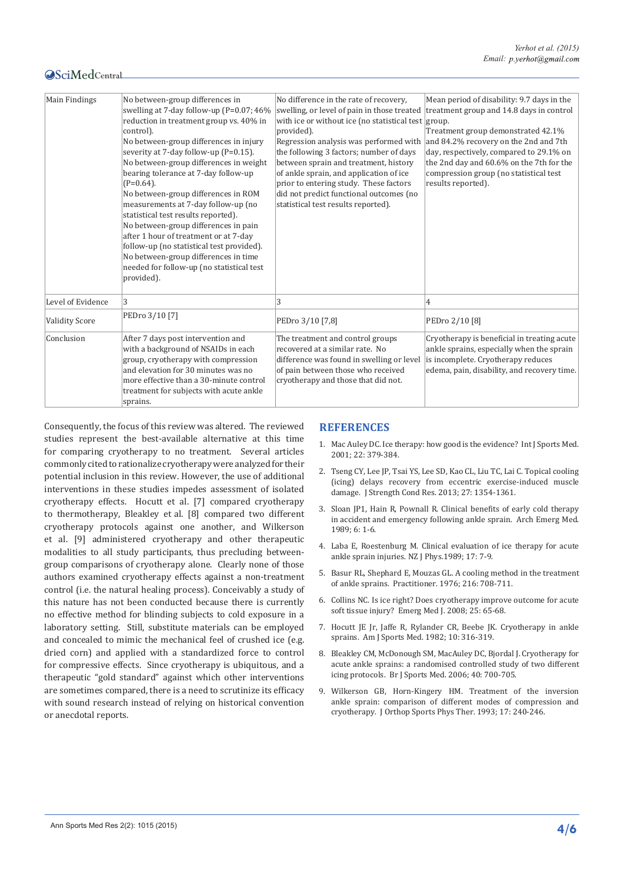| Main Findings | No between-group differences in swelling at 7-day follow-up (P=0.07; 46% reduction in treatment group vs. 40% in control).<br>No between-group differences in injury severity at 7-day follow-up (P=0.15).<br>No between-group differences in weight bearing tolerance at 7-day follow-up (P=0.64).<br>No between-group differences in ROM measurements at 7-day follow-up (no statistical test results reported).<br>No between-group differences in pain after 1 hour of treatment or at 7-day follow-up (no statistical test provided).<br>No between-group differences in time needed for follow-up (no statistical test provided). | No difference in the rate of recovery, swelling, or level of pain in those treated with ice or without ice (no statistical test provided).<br>Regression analysis was performed with the following 3 factors; number of days between sprain and treatment, history of ankle sprain, and application of ice prior to entering study. These factors did not predict functional outcomes (no statistical test results reported). | Mean period of disability: 9.7 days in the treatment group and 14.8 days in control group.<br>Treatment group demonstrated 42.1% and 84.2% recovery on the 2nd and 7th day, respectively, compared to 29.1% on the 2nd day and 60.6% on the 7th for the compression group (no statistical test results reported). |
|---|---|---|---|
| Level of Evidence | 3 | 3 | 4 |
| Validity Score | PEDro 3/10 [7] | PEDro 3/10 [7,8] | PEDro 2/10 [8] |
| Conclusion | After 7 days post intervention and with a background of NSAIDs in each group, cryotherapy with compression and elevation for 30 minutes was no more effective than a 30-minute control treatment for subjects with acute ankle sprains. | The treatment and control groups recovered at a similar rate. No difference was found in swelling or level of pain between those who received cryotherapy and those that did not. | Cryotherapy is beneficial in treating acute ankle sprains, especially when the sprain is incomplete. Cryotherapy reduces edema, pain, disability, and recovery time. |

Consequently, the focus of this review was altered. The reviewed studies represent the best-available alternative at this time for comparing cryotherapy to no treatment. Several articles commonly cited to rationalize cryotherapy were analyzed for their potential inclusion in this review. However, the use of additional interventions in these studies impedes assessment of isolated cryotherapy effects. Hocutt et al. [7] compared cryotherapy to thermotherapy, Bleakley et al. [8] compared two different cryotherapy protocols against one another, and Wilkerson et al. [9] administered cryotherapy and other therapeutic modalities to all study participants, thus precluding between-group comparisons of cryotherapy alone. Clearly none of those authors examined cryotherapy effects against a non-treatment control (i.e. the natural healing process). Conceivably a study of this nature has not been conducted because there is currently no effective method for blinding subjects to cold exposure in a laboratory setting. Still, substitute materials can be employed and concealed to mimic the mechanical feel of crushed ice (e.g. dried corn) and applied with a standardized force to control for compressive effects. Since cryotherapy is ubiquitous, and a therapeutic "gold standard" against which other interventions are sometimes compared, there is a need to scrutinize its efficacy with sound research instead of relying on historical convention or anecdotal reports.

## REFERENCES

1. Mac Auley DC. Ice therapy: how good is the evidence? Int J Sports Med. 2001; 22: 379-384.
2. Tseng CY, Lee JP, Tsai YS, Lee SD, Kao CL, Liu TC, Lai C. Topical cooling (icing) delays recovery from eccentric exercise-induced muscle damage. J Strength Cond Res. 2013; 27: 1354-1361.
3. Sloan JP1, Hain R, Pownall R. Clinical benefits of early cold therapy in accident and emergency following ankle sprain. Arch Emerg Med. 1989; 6: 1-6.
4. Laba E, Roestenburg M. Clinical evaluation of ice therapy for acute ankle sprain injuries. NZ J Phys.1989; 17: 7-9.
5. Basur RL, Shephard E, Mouzas GL. A cooling method in the treatment of ankle sprains. Practitioner. 1976; 216: 708-711.
6. Collins NC. Is ice right? Does cryotherapy improve outcome for acute soft tissue injury? Emerg Med J. 2008; 25: 65-68.
7. Hocutt JE Jr, Jaffe R, Rylander CR, Beebe JK. Cryotherapy in ankle sprains. Am J Sports Med. 1982; 10: 316-319.
8. Bleakley CM, McDonough SM, MacAuley DC, Bjordal J. Cryotherapy for acute ankle sprains: a randomised controlled study of two different icing protocols. Br J Sports Med. 2006; 40: 700-705.
9. Wilkerson GB, Horn-Kingery HM. Treatment of the inversion ankle sprain: comparison of different modes of compression and cryotherapy. J Orthop Sports Phys Ther. 1993; 17: 240-246.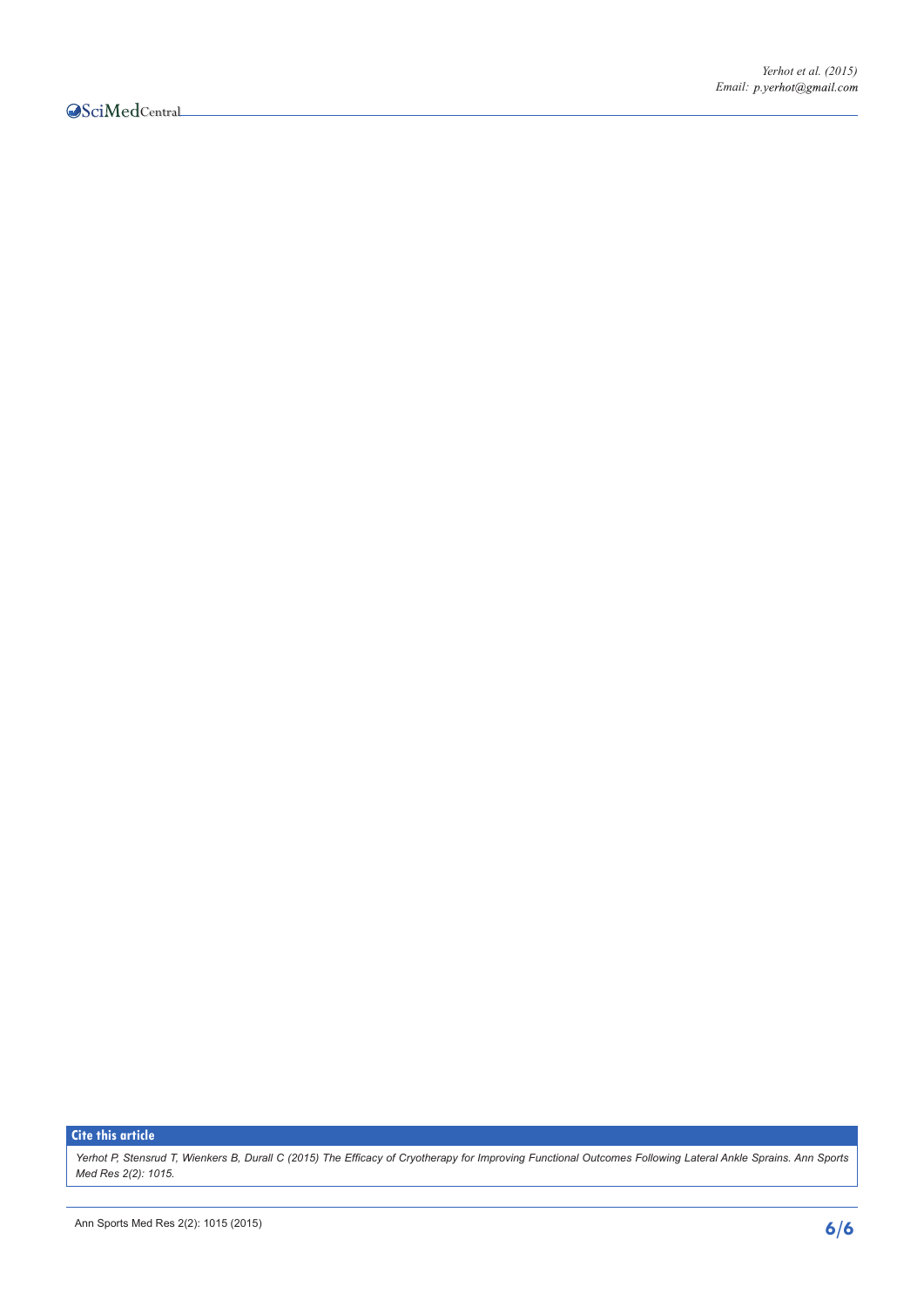**Cite this article**

*Yerhot P, Stensrud T, Wienkers B, Durall C (2015) The Efficacy of Cryotherapy for Improving Functional Outcomes Following Lateral Ankle Sprains. Ann Sports Med Res 2(2): 1015.*